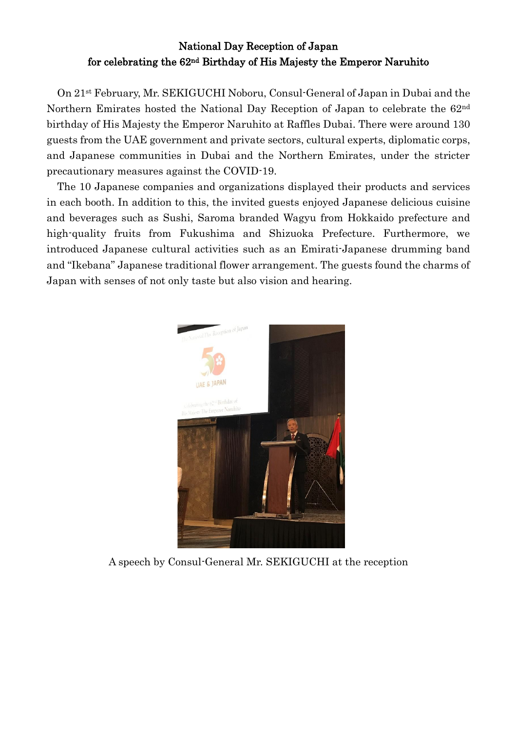## National Day Reception of Japan for celebrating the 62nd Birthday of His Majesty the Emperor Naruhito

On 21st February, Mr. SEKIGUCHI Noboru, Consul-General of Japan in Dubai and the Northern Emirates hosted the National Day Reception of Japan to celebrate the 62nd birthday of His Majesty the Emperor Naruhito at Raffles Dubai. There were around 130 guests from the UAE government and private sectors, cultural experts, diplomatic corps, and Japanese communities in Dubai and the Northern Emirates, under the stricter precautionary measures against the COVID-19.

The 10 Japanese companies and organizations displayed their products and services in each booth. In addition to this, the invited guests enjoyed Japanese delicious cuisine and beverages such as Sushi, Saroma branded Wagyu from Hokkaido prefecture and high-quality fruits from Fukushima and Shizuoka Prefecture. Furthermore, we introduced Japanese cultural activities such as an Emirati-Japanese drumming band and "Ikebana" Japanese traditional flower arrangement. The guests found the charms of Japan with senses of not only taste but also vision and hearing.

A speech by Consul-General Mr. SEKIGUCHI at the reception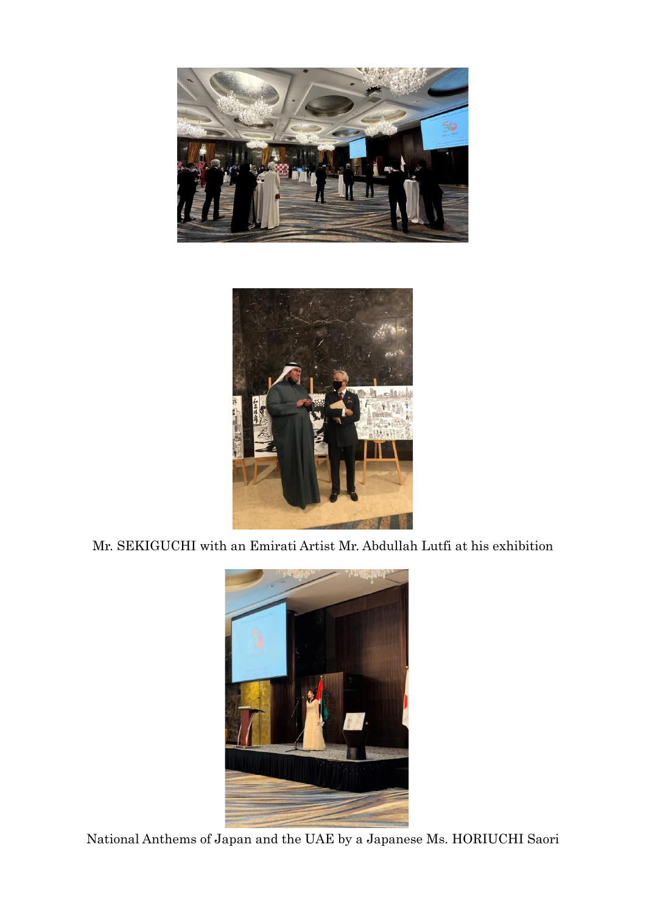Mr. SEKIGUCHI with an Emirati Artist Mr. Abdullah Lutfi at his exhibition

National Anthems of Japan and the UAE by a Japanese Ms. HORIUCHI Saori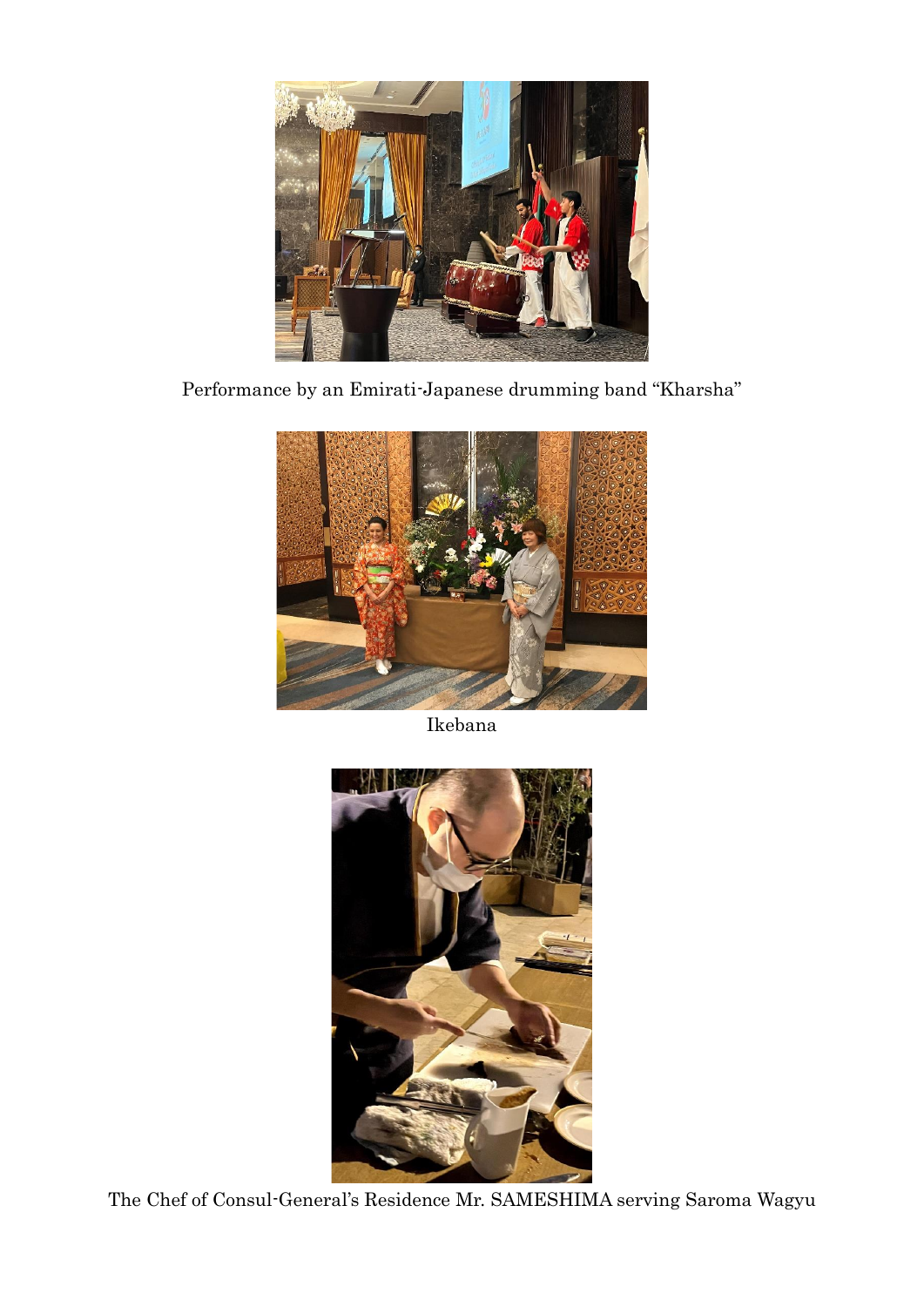Performance by an Emirati-Japanese drumming band “Kharsha”

Ikebana

The Chef of Consul-General’s Residence Mr. SAMESHIMA serving Saroma Wagyu